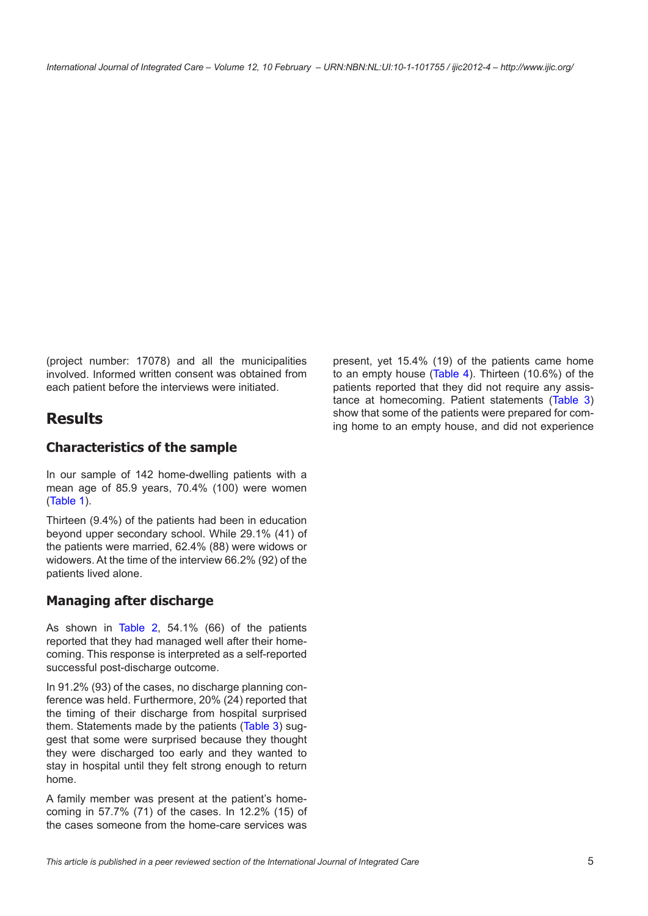(project number: 17078) and all the municipalities involved. Informed written consent was obtained from each patient before the interviews were initiated.

## Results

### Characteristics of the sample

In our sample of 142 home-dwelling patients with a mean age of 85.9 years, 70.4% (100) were women (Table 1).

Thirteen (9.4%) of the patients had been in education beyond upper secondary school. While 29.1% (41) of the patients were married, 62.4% (88) were widows or widowers. At the time of the interview 66.2% (92) of the patients lived alone.

### Managing after discharge

As shown in Table 2, 54.1% (66) of the patients reported that they had managed well after their homecoming. This response is interpreted as a self-reported successful post-discharge outcome.

In 91.2% (93) of the cases, no discharge planning conference was held. Furthermore, 20% (24) reported that the timing of their discharge from hospital surprised them. Statements made by the patients (Table 3) suggest that some were surprised because they thought they were discharged too early and they wanted to stay in hospital until they felt strong enough to return home.

A family member was present at the patient's homecoming in 57.7% (71) of the cases. In 12.2% (15) of the cases someone from the home-care services was present, yet 15.4% (19) of the patients came home to an empty house (Table 4). Thirteen (10.6%) of the patients reported that they did not require any assistance at homecoming. Patient statements (Table 3) show that some of the patients were prepared for coming home to an empty house, and did not experience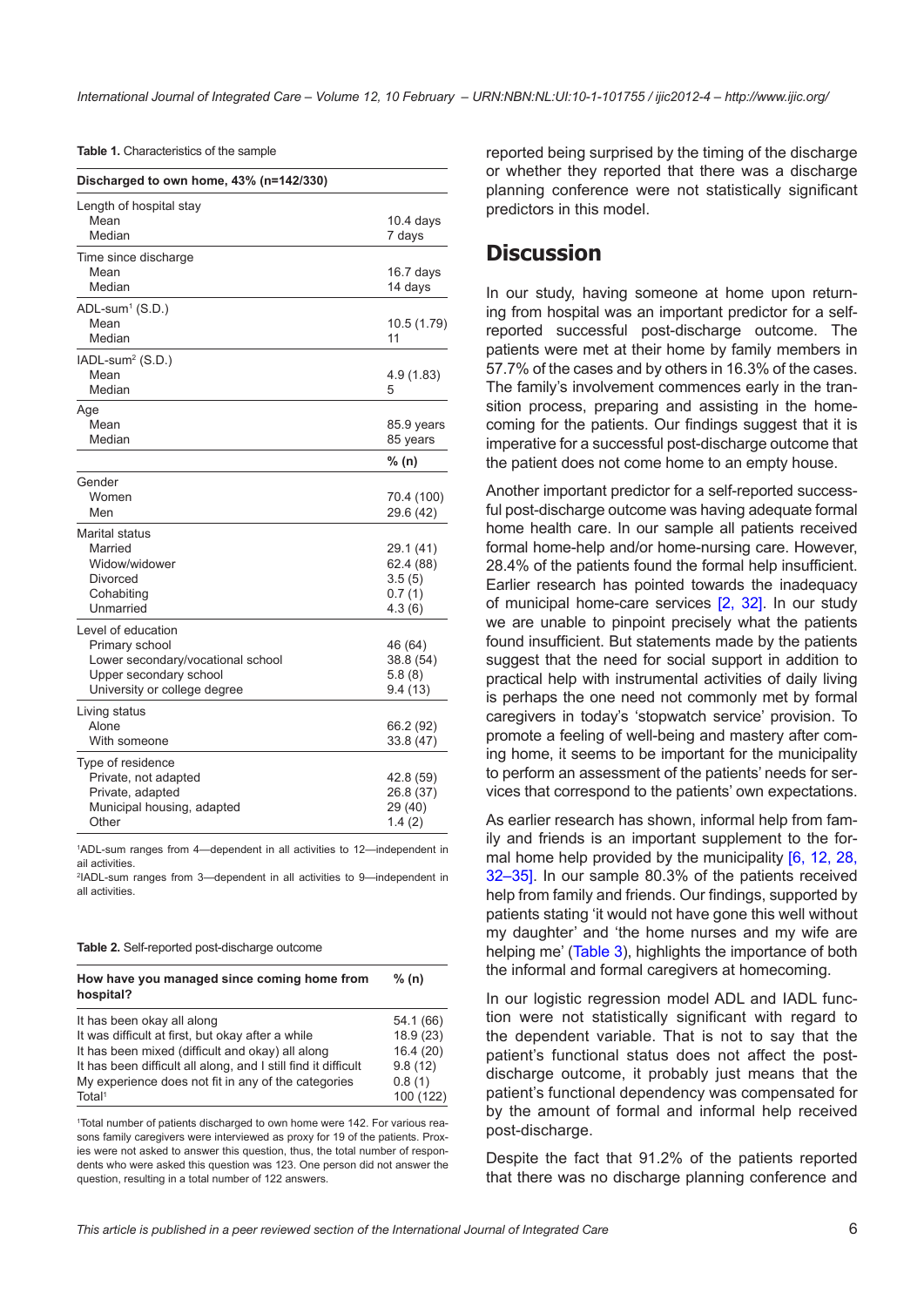**Table 1.** Characteristics of the sample

| Discharged to own home, 43% (n=142/330) | |
|---|---|
| Length of hospital stay | |
| Mean | 10.4 days |
| Median | 7 days |
| Time since discharge | |
| Mean | 16.7 days |
| Median | 14 days |
| ADL-sum[1] (S.D.) | |
| Mean | 10.5 (1.79) |
| Median | 11 |
| IADL-sum[2] (S.D.) | |
| Mean | 4.9 (1.83) |
| Median | 5 |
| Age | |
| Mean | 85.9 years |
| Median | 85 years |
| | **% (n)** |
| Gender | |
| Women | 70.4 (100) |
| Men | 29.6 (42) |
| Marital status | |
| Married | 29.1 (41) |
| Widow/widower | 62.4 (88) |
| Divorced | 3.5 (5) |
| Cohabiting | 0.7 (1) |
| Unmarried | 4.3 (6) |
| Level of education | |
| Primary school | 46 (64) |
| Lower secondary/vocational school | 38.8 (54) |
| Upper secondary school | 5.8 (8) |
| University or college degree | 9.4 (13) |
| Living status | |
| Alone | 66.2 (92) |
| With someone | 33.8 (47) |
| Type of residence | |
| Private, not adapted | 42.8 (59) |
| Private, adapted | 26.8 (37) |
| Municipal housing, adapted | 29 (40) |
| Other | 1.4 (2) |

[1]ADL-sum ranges from 4—dependent in all activities to 12—independent in all activities.
[2]IADL-sum ranges from 3—dependent in all activities to 9—independent in all activities.

**Table 2.** Self-reported post-discharge outcome

| How have you managed since coming home from hospital? | % (n) |
|---|---|
| It has been okay all along | 54.1 (66) |
| It was difficult at first, but okay after a while | 18.9 (23) |
| It has been mixed (difficult and okay) all along | 16.4 (20) |
| It has been difficult all along, and I still find it difficult | 9.8 (12) |
| My experience does not fit in any of the categories | 0.8 (1) |
| Total[1] | 100 (122) |

[1]Total number of patients discharged to own home were 142. For various reasons family caregivers were interviewed as proxy for 19 of the patients. Proxies were not asked to answer this question, thus, the total number of respondents who were asked this question was 123. One person did not answer the question, resulting in a total number of 122 answers.

reported being surprised by the timing of the discharge or whether they reported that there was a discharge planning conference were not statistically significant predictors in this model.

## Discussion

In our study, having someone at home upon returning from hospital was an important predictor for a self-reported successful post-discharge outcome. The patients were met at their home by family members in 57.7% of the cases and by others in 16.3% of the cases. The family's involvement commences early in the transition process, preparing and assisting in the homecoming for the patients. Our findings suggest that it is imperative for a successful post-discharge outcome that the patient does not come home to an empty house.

Another important predictor for a self-reported successful post-discharge outcome was having adequate formal home health care. In our sample all patients received formal home-help and/or home-nursing care. However, 28.4% of the patients found the formal help insufficient. Earlier research has pointed towards the inadequacy of municipal home-care services [2, 32]. In our study we are unable to pinpoint precisely what the patients found insufficient. But statements made by the patients suggest that the need for social support in addition to practical help with instrumental activities of daily living is perhaps the one need not commonly met by formal caregivers in today's 'stopwatch service' provision. To promote a feeling of well-being and mastery after coming home, it seems to be important for the municipality to perform an assessment of the patients' needs for services that correspond to the patients' own expectations.

As earlier research has shown, informal help from family and friends is an important supplement to the formal home help provided by the municipality [6, 12, 28, 32–35]. In our sample 80.3% of the patients received help from family and friends. Our findings, supported by patients stating 'it would not have gone this well without my daughter' and 'the home nurses and my wife are helping me' (Table 3), highlights the importance of both the informal and formal caregivers at homecoming.

In our logistic regression model ADL and IADL function were not statistically significant with regard to the dependent variable. That is not to say that the patient's functional status does not affect the post-discharge outcome, it probably just means that the patient's functional dependency was compensated for by the amount of formal and informal help received post-discharge.

Despite the fact that 91.2% of the patients reported that there was no discharge planning conference and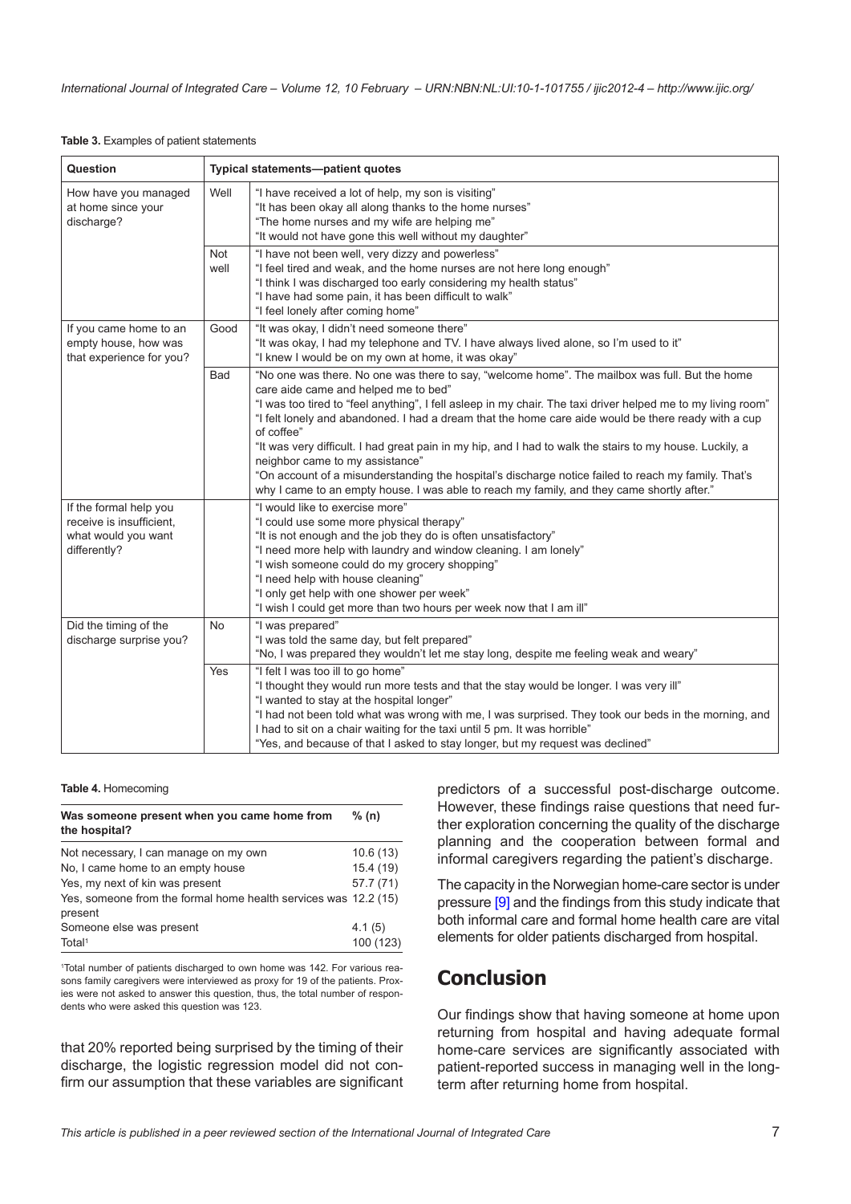**Table 3.** Examples of patient statements

| Question | Typical statements—patient quotes | |
|---|---|---|
| How have you managed at home since your discharge? | Well | "I have received a lot of help, my son is visiting"<br>"It has been okay all along thanks to the home nurses"<br>"The home nurses and my wife are helping me"<br>"It would not have gone this well without my daughter" |
| | Not well | "I have not been well, very dizzy and powerless"<br>"I feel tired and weak, and the home nurses are not here long enough"<br>"I think I was discharged too early considering my health status"<br>"I have had some pain, it has been difficult to walk"<br>"I feel lonely after coming home" |
| If you came home to an empty house, how was that experience for you? | Good | "It was okay, I didn't need someone there"<br>"It was okay, I had my telephone and TV. I have always lived alone, so I'm used to it"<br>"I knew I would be on my own at home, it was okay" |
| | Bad | "No one was there. No one was there to say, "welcome home". The mailbox was full. But the home care aide came and helped me to bed"<br>"I was too tired to "feel anything", I fell asleep in my chair. The taxi driver helped me to my living room"<br>"I felt lonely and abandoned. I had a dream that the home care aide would be there ready with a cup of coffee"<br>"It was very difficult. I had great pain in my hip, and I had to walk the stairs to my house. Luckily, a neighbor came to my assistance"<br>"On account of a misunderstanding the hospital's discharge notice failed to reach my family. That's why I came to an empty house. I was able to reach my family, and they came shortly after." |
| If the formal help you receive is insufficient, what would you want differently? | | "I would like to exercise more"<br>"I could use some more physical therapy"<br>"It is not enough and the job they do is often unsatisfactory"<br>"I need more help with laundry and window cleaning. I am lonely"<br>"I wish someone could do my grocery shopping"<br>"I need help with house cleaning"<br>"I only get help with one shower per week"<br>"I wish I could get more than two hours per week now that I am ill" |
| Did the timing of the discharge surprise you? | No | "I was prepared"<br>"I was told the same day, but felt prepared"<br>"No, I was prepared they wouldn't let me stay long, despite me feeling weak and weary" |
| | Yes | "I felt I was too ill to go home"<br>"I thought they would run more tests and that the stay would be longer. I was very ill"<br>"I wanted to stay at the hospital longer"<br>"I had not been told what was wrong with me, I was surprised. They took our beds in the morning, and I had to sit on a chair waiting for the taxi until 5 pm. It was horrible"<br>"Yes, and because of that I asked to stay longer, but my request was declined" |

**Table 4.** Homecoming

| Was someone present when you came home from the hospital? | % (n) |
|---|---|
| Not necessary, I can manage on my own | 10.6 (13) |
| No, I came home to an empty house | 15.4 (19) |
| Yes, my next of kin was present | 57.7 (71) |
| Yes, someone from the formal home health services was present | 12.2 (15) |
| Someone else was present | 4.1 (5) |
| Total[1] | 100 (123) |

[1]Total number of patients discharged to own home was 142. For various reasons family caregivers were interviewed as proxy for 19 of the patients. Proxies were not asked to answer this question, thus, the total number of respondents who were asked this question was 123.

that 20% reported being surprised by the timing of their discharge, the logistic regression model did not confirm our assumption that these variables are significant predictors of a successful post-discharge outcome. However, these findings raise questions that need further exploration concerning the quality of the discharge planning and the cooperation between formal and informal caregivers regarding the patient's discharge.

The capacity in the Norwegian home-care sector is under pressure [9] and the findings from this study indicate that both informal care and formal home health care are vital elements for older patients discharged from hospital.

# Conclusion

Our findings show that having someone at home upon returning from hospital and having adequate formal home-care services are significantly associated with patient-reported success in managing well in the long-term after returning home from hospital.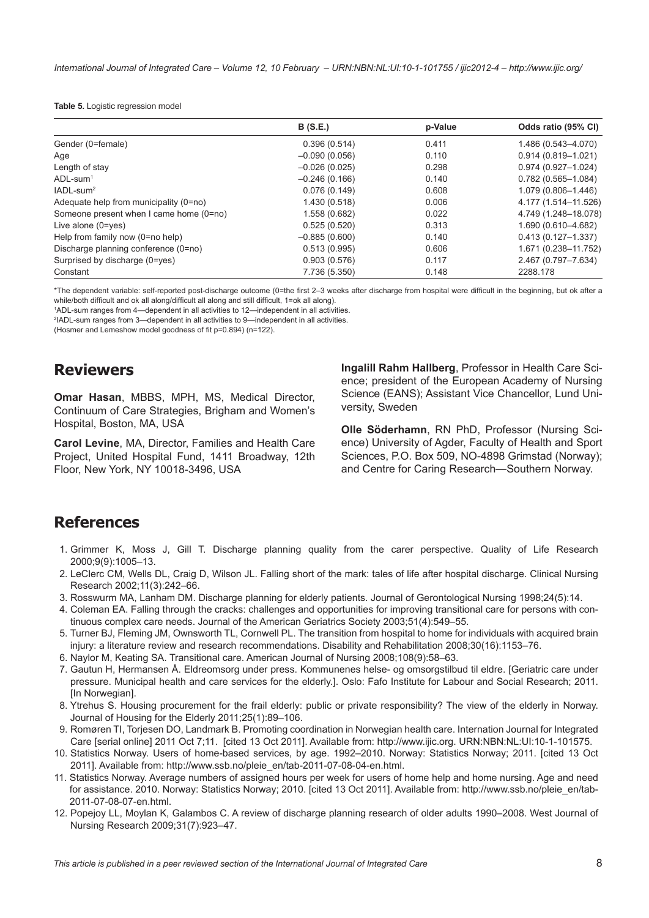**Table 5.** Logistic regression model

| | B (S.E.) | p-Value | Odds ratio (95% CI) |
|---|---|---|---|
| Gender (0=female) | 0.396 (0.514) | 0.411 | 1.486 (0.543–4.070) |
| Age | –0.090 (0.056) | 0.110 | 0.914 (0.819–1.021) |
| Length of stay | –0.026 (0.025) | 0.298 | 0.974 (0.927–1.024) |
| ADL-sum[1] | –0.246 (0.166) | 0.140 | 0.782 (0.565–1.084) |
| IADL-sum[2] | 0.076 (0.149) | 0.608 | 1.079 (0.806–1.446) |
| Adequate help from municipality (0=no) | 1.430 (0.518) | 0.006 | 4.177 (1.514–11.526) |
| Someone present when I came home (0=no) | 1.558 (0.682) | 0.022 | 4.749 (1.248–18.078) |
| Live alone (0=yes) | 0.525 (0.520) | 0.313 | 1.690 (0.610–4.682) |
| Help from family now (0=no help) | –0.885 (0.600) | 0.140 | 0.413 (0.127–1.337) |
| Discharge planning conference (0=no) | 0.513 (0.995) | 0.606 | 1.671 (0.238–11.752) |
| Surprised by discharge (0=yes) | 0.903 (0.576) | 0.117 | 2.467 (0.797–7.634) |
| Constant | 7.736 (5.350) | 0.148 | 2288.178 |

*The dependent variable: self-reported post-discharge outcome (0=the first 2–3 weeks after discharge from hospital were difficult in the beginning, but ok after a while/both difficult and ok all along/difficult all along and still difficult, 1=ok all along).

[1]ADL-sum ranges from 4—dependent in all activities to 12—independent in all activities.

[2]IADL-sum ranges from 3—dependent in all activities to 9—independent in all activities.

(Hosmer and Lemeshow model goodness of fit p=0.894) (n=122).

## Reviewers

**Omar Hasan**, MBBS, MPH, MS, Medical Director, Continuum of Care Strategies, Brigham and Women's Hospital, Boston, MA, USA

**Carol Levine**, MA, Director, Families and Health Care Project, United Hospital Fund, 1411 Broadway, 12th Floor, New York, NY 10018-3496, USA

**Ingalill Rahm Hallberg**, Professor in Health Care Science; president of the European Academy of Nursing Science (EANS); Assistant Vice Chancellor, Lund University, Sweden

**Olle Söderhamn**, RN PhD, Professor (Nursing Science) University of Agder, Faculty of Health and Sport Sciences, P.O. Box 509, NO-4898 Grimstad (Norway); and Centre for Caring Research—Southern Norway.

## References

1. Grimmer K, Moss J, Gill T. Discharge planning quality from the carer perspective. Quality of Life Research 2000;9(9):1005–13.
2. LeClerc CM, Wells DL, Craig D, Wilson JL. Falling short of the mark: tales of life after hospital discharge. Clinical Nursing Research 2002;11(3):242–66.
3. Rosswurm MA, Lanham DM. Discharge planning for elderly patients. Journal of Gerontological Nursing 1998;24(5):14.
4. Coleman EA. Falling through the cracks: challenges and opportunities for improving transitional care for persons with continuous complex care needs. Journal of the American Geriatrics Society 2003;51(4):549–55.
5. Turner BJ, Fleming JM, Ownsworth TL, Cornwell PL. The transition from hospital to home for individuals with acquired brain injury: a literature review and research recommendations. Disability and Rehabilitation 2008;30(16):1153–76.
6. Naylor M, Keating SA. Transitional care. American Journal of Nursing 2008;108(9):58–63.
7. Gautun H, Hermansen Å. Eldreomsorg under press. Kommunenes helse- og omsorgstilbud til eldre. [Geriatric care under pressure. Municipal health and care services for the elderly.]. Oslo: Fafo Institute for Labour and Social Research; 2011. [In Norwegian].
8. Ytrehus S. Housing procurement for the frail elderly: public or private responsibility? The view of the elderly in Norway. Journal of Housing for the Elderly 2011;25(1):89–106.
9. Romøren TI, Torjesen DO, Landmark B. Promoting coordination in Norwegian health care. Internation Journal for Integrated Care [serial online] 2011 Oct 7;11. [cited 13 Oct 2011]. Available from: http://www.ijic.org. URN:NBN:NL:UI:10-1-101575.
10. Statistics Norway. Users of home-based services, by age. 1992–2010. Norway: Statistics Norway; 2011. [cited 13 Oct 2011]. Available from: http://www.ssb.no/pleie_en/tab-2011-07-08-04-en.html.
11. Statistics Norway. Average numbers of assigned hours per week for users of home help and home nursing. Age and need for assistance. 2010. Norway: Statistics Norway; 2010. [cited 13 Oct 2011]. Available from: http://www.ssb.no/pleie_en/tab-2011-07-08-07-en.html.
12. Popejoy LL, Moylan K, Galambos C. A review of discharge planning research of older adults 1990–2008. West Journal of Nursing Research 2009;31(7):923–47.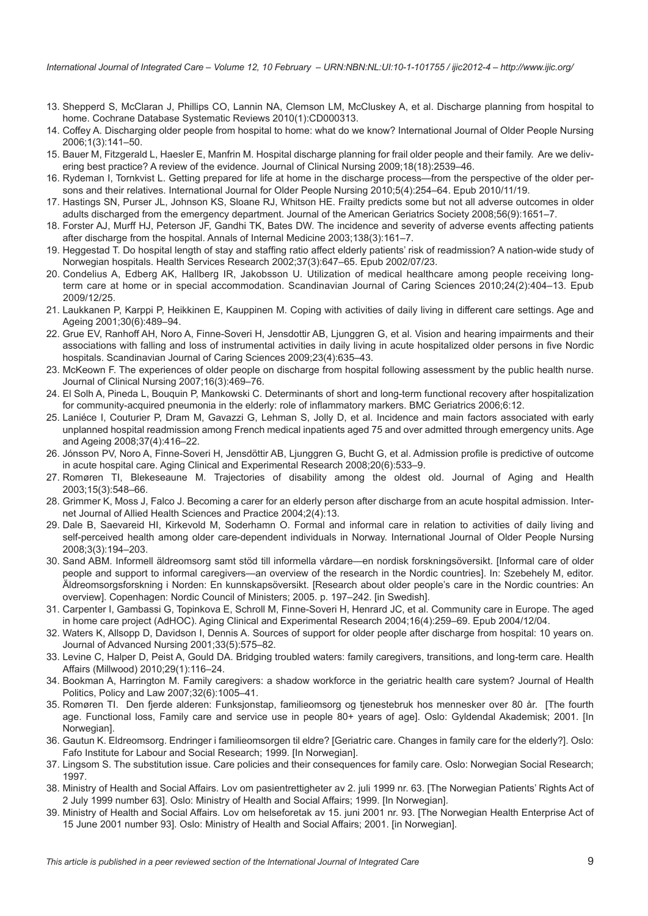13. Shepperd S, McClaran J, Phillips CO, Lannin NA, Clemson LM, McCluskey A, et al. Discharge planning from hospital to home. Cochrane Database Systematic Reviews 2010(1):CD000313.
14. Coffey A. Discharging older people from hospital to home: what do we know? International Journal of Older People Nursing 2006;1(3):141–50.
15. Bauer M, Fitzgerald L, Haesler E, Manfrin M. Hospital discharge planning for frail older people and their family. Are we delivering best practice? A review of the evidence. Journal of Clinical Nursing 2009;18(18):2539–46.
16. Rydeman I, Tornkvist L. Getting prepared for life at home in the discharge process—from the perspective of the older persons and their relatives. International Journal for Older People Nursing 2010;5(4):254–64. Epub 2010/11/19.
17. Hastings SN, Purser JL, Johnson KS, Sloane RJ, Whitson HE. Frailty predicts some but not all adverse outcomes in older adults discharged from the emergency department. Journal of the American Geriatrics Society 2008;56(9):1651–7.
18. Forster AJ, Murff HJ, Peterson JF, Gandhi TK, Bates DW. The incidence and severity of adverse events affecting patients after discharge from the hospital. Annals of Internal Medicine 2003;138(3):161–7.
19. Heggestad T. Do hospital length of stay and staffing ratio affect elderly patients' risk of readmission? A nation-wide study of Norwegian hospitals. Health Services Research 2002;37(3):647–65. Epub 2002/07/23.
20. Condelius A, Edberg AK, Hallberg IR, Jakobsson U. Utilization of medical healthcare among people receiving long-term care at home or in special accommodation. Scandinavian Journal of Caring Sciences 2010;24(2):404–13. Epub 2009/12/25.
21. Laukkanen P, Karppi P, Heikkinen E, Kauppinen M. Coping with activities of daily living in different care settings. Age and Ageing 2001;30(6):489–94.
22. Grue EV, Ranhoff AH, Noro A, Finne-Soveri H, Jensdottir AB, Ljunggren G, et al. Vision and hearing impairments and their associations with falling and loss of instrumental activities in daily living in acute hospitalized older persons in five Nordic hospitals. Scandinavian Journal of Caring Sciences 2009;23(4):635–43.
23. McKeown F. The experiences of older people on discharge from hospital following assessment by the public health nurse. Journal of Clinical Nursing 2007;16(3):469–76.
24. El Solh A, Pineda L, Bouquin P, Mankowski C. Determinants of short and long-term functional recovery after hospitalization for community-acquired pneumonia in the elderly: role of inflammatory markers. BMC Geriatrics 2006;6:12.
25. Laniéce I, Couturier P, Dram M, Gavazzi G, Lehman S, Jolly D, et al. Incidence and main factors associated with early unplanned hospital readmission among French medical inpatients aged 75 and over admitted through emergency units. Age and Ageing 2008;37(4):416–22.
26. Jónsson PV, Noro A, Finne-Soveri H, Jensdóttir AB, Ljunggren G, Bucht G, et al. Admission profile is predictive of outcome in acute hospital care. Aging Clinical and Experimental Research 2008;20(6):533–9.
27. Romøren TI, Blekeseaune M. Trajectories of disability among the oldest old. Journal of Aging and Health 2003;15(3):548–66.
28. Grimmer K, Moss J, Falco J. Becoming a carer for an elderly person after discharge from an acute hospital admission. Internet Journal of Allied Health Sciences and Practice 2004;2(4):13.
29. Dale B, Saevareid HI, Kirkevold M, Soderhamn O. Formal and informal care in relation to activities of daily living and self-perceived health among older care-dependent individuals in Norway. International Journal of Older People Nursing 2008;3(3):194–203.
30. Sand ABM. Informell äldreomsorg samt stöd till informella vårdare—en nordisk forskningsöversikt. [Informal care of older people and support to informal caregivers—an overview of the research in the Nordic countries]. In: Szebehely M, editor. Äldreomsorgsforskning i Norden: En kunnskapsöversikt. [Research about older people's care in the Nordic countries: An overview]. Copenhagen: Nordic Council of Ministers; 2005. p. 197–242. [in Swedish].
31. Carpenter I, Gambassi G, Topinkova E, Schroll M, Finne-Soveri H, Henrard JC, et al. Community care in Europe. The aged in home care project (AdHOC). Aging Clinical and Experimental Research 2004;16(4):259–69. Epub 2004/12/04.
32. Waters K, Allsopp D, Davidson I, Dennis A. Sources of support for older people after discharge from hospital: 10 years on. Journal of Advanced Nursing 2001;33(5):575–82.
33. Levine C, Halper D, Peist A, Gould DA. Bridging troubled waters: family caregivers, transitions, and long-term care. Health Affairs (Millwood) 2010;29(1):116–24.
34. Bookman A, Harrington M. Family caregivers: a shadow workforce in the geriatric health care system? Journal of Health Politics, Policy and Law 2007;32(6):1005–41.
35. Romøren TI. Den fjerde alderen: Funksjonstap, familieomsorg og tjenestebruk hos mennesker over 80 år. [The fourth age. Functional loss, Family care and service use in people 80+ years of age]. Oslo: Gyldendal Akademisk; 2001. [In Norwegian].
36. Gautun K. Eldreomsorg. Endringer i familieomsorgen til eldre? [Geriatric care. Changes in family care for the elderly?]. Oslo: Fafo Institute for Labour and Social Research; 1999. [In Norwegian].
37. Lingsom S. The substitution issue. Care policies and their consequences for family care. Oslo: Norwegian Social Research; 1997.
38. Ministry of Health and Social Affairs. Lov om pasientrettigheter av 2. juli 1999 nr. 63. [The Norwegian Patients' Rights Act of 2 July 1999 number 63]. Oslo: Ministry of Health and Social Affairs; 1999. [In Norwegian].
39. Ministry of Health and Social Affairs. Lov om helseforetak av 15. juni 2001 nr. 93. [The Norwegian Health Enterprise Act of 15 June 2001 number 93]. Oslo: Ministry of Health and Social Affairs; 2001. [in Norwegian].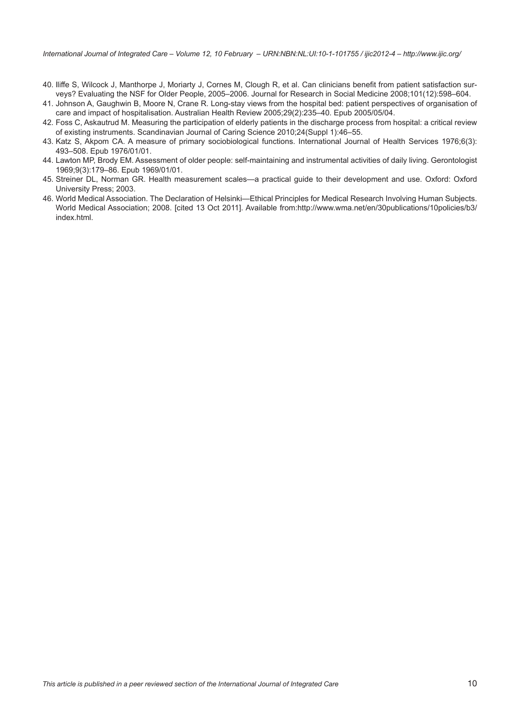40. Iliffe S, Wilcock J, Manthorpe J, Moriarty J, Cornes M, Clough R, et al. Can clinicians benefit from patient satisfaction surveys? Evaluating the NSF for Older People, 2005–2006. Journal for Research in Social Medicine 2008;101(12):598–604.
41. Johnson A, Gaughwin B, Moore N, Crane R. Long-stay views from the hospital bed: patient perspectives of organisation of care and impact of hospitalisation. Australian Health Review 2005;29(2):235–40. Epub 2005/05/04.
42. Foss C, Askautrud M. Measuring the participation of elderly patients in the discharge process from hospital: a critical review of existing instruments. Scandinavian Journal of Caring Science 2010;24(Suppl 1):46–55.
43. Katz S, Akpom CA. A measure of primary sociobiological functions. International Journal of Health Services 1976;6(3): 493–508. Epub 1976/01/01.
44. Lawton MP, Brody EM. Assessment of older people: self-maintaining and instrumental activities of daily living. Gerontologist 1969;9(3):179–86. Epub 1969/01/01.
45. Streiner DL, Norman GR. Health measurement scales—a practical guide to their development and use. Oxford: Oxford University Press; 2003.
46. World Medical Association. The Declaration of Helsinki—Ethical Principles for Medical Research Involving Human Subjects. World Medical Association; 2008. [cited 13 Oct 2011]. Available from:http://www.wma.net/en/30publications/10policies/b3/index.html.

*This article is published in a peer reviewed section of the International Journal of Integrated Care*